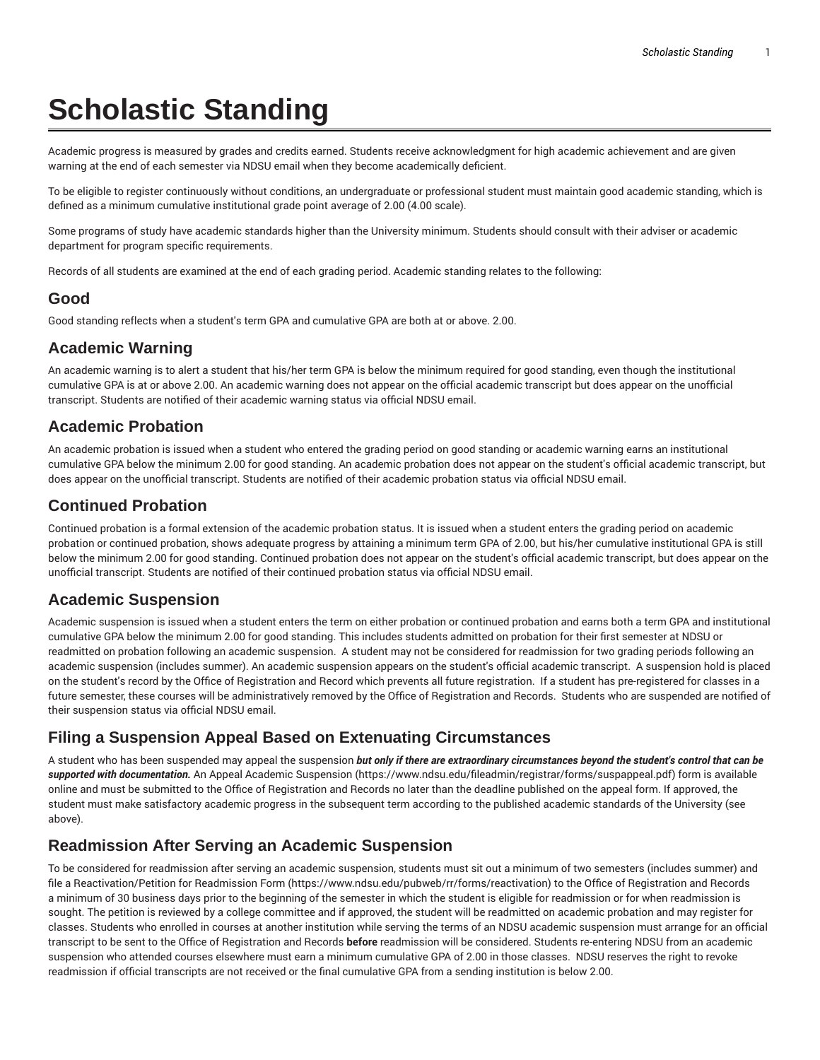# Scholastic Standing

Academic progress is measured by grades and credits earned. Students receive acknowledgment for high academic achievement and are given warning at the end of each semester via NDSU email when they become academically deficient.

To be eligible to register continuously without conditions, an undergraduate or professional student must maintain good academic standing, which is defined as a minimum cumulative institutional grade point average of 2.00 (4.00 scale).

Some programs of study have academic standards higher than the University minimum. Students should consult with their adviser or academic department for program specific requirements.

Records of all students are examined at the end of each grading period. Academic standing relates to the following:

## Good

Good standing reflects when a student's term GPA and cumulative GPA are both at or above. 2.00.

## Academic Warning

An academic warning is to alert a student that his/her term GPA is below the minimum required for good standing, even though the institutional cumulative GPA is at or above 2.00. An academic warning does not appear on the official academic transcript but does appear on the unofficial transcript. Students are notified of their academic warning status via official NDSU email.

## Academic Probation

An academic probation is issued when a student who entered the grading period on good standing or academic warning earns an institutional cumulative GPA below the minimum 2.00 for good standing. An academic probation does not appear on the student's official academic transcript, but does appear on the unofficial transcript. Students are notified of their academic probation status via official NDSU email.

## Continued Probation

Continued probation is a formal extension of the academic probation status. It is issued when a student enters the grading period on academic probation or continued probation, shows adequate progress by attaining a minimum term GPA of 2.00, but his/her cumulative institutional GPA is still below the minimum 2.00 for good standing. Continued probation does not appear on the student's official academic transcript, but does appear on the unofficial transcript. Students are notified of their continued probation status via official NDSU email.

## Academic Suspension

Academic suspension is issued when a student enters the term on either probation or continued probation and earns both a term GPA and institutional cumulative GPA below the minimum 2.00 for good standing. This includes students admitted on probation for their first semester at NDSU or readmitted on probation following an academic suspension. A student may not be considered for readmission for two grading periods following an academic suspension (includes summer). An academic suspension appears on the student's official academic transcript. A suspension hold is placed on the student's record by the Office of Registration and Record which prevents all future registration. If a student has pre-registered for classes in a future semester, these courses will be administratively removed by the Office of Registration and Records. Students who are suspended are notified of their suspension status via official NDSU email.

## Filing a Suspension Appeal Based on Extenuating Circumstances

A student who has been suspended may appeal the suspension ***but only if there are extraordinary circumstances beyond the student's control that can be supported with documentation.*** An Appeal Academic Suspension (https://www.ndsu.edu/fileadmin/registrar/forms/suspappeal.pdf) form is available online and must be submitted to the Office of Registration and Records no later than the deadline published on the appeal form. If approved, the student must make satisfactory academic progress in the subsequent term according to the published academic standards of the University (see above).

## Readmission After Serving an Academic Suspension

To be considered for readmission after serving an academic suspension, students must sit out a minimum of two semesters (includes summer) and file a Reactivation/Petition for Readmission Form (https://www.ndsu.edu/pubweb/rr/forms/reactivation) to the Office of Registration and Records a minimum of 30 business days prior to the beginning of the semester in which the student is eligible for readmission or for when readmission is sought. The petition is reviewed by a college committee and if approved, the student will be readmitted on academic probation and may register for classes. Students who enrolled in courses at another institution while serving the terms of an NDSU academic suspension must arrange for an official transcript to be sent to the Office of Registration and Records **before** readmission will be considered. Students re-entering NDSU from an academic suspension who attended courses elsewhere must earn a minimum cumulative GPA of 2.00 in those classes. NDSU reserves the right to revoke readmission if official transcripts are not received or the final cumulative GPA from a sending institution is below 2.00.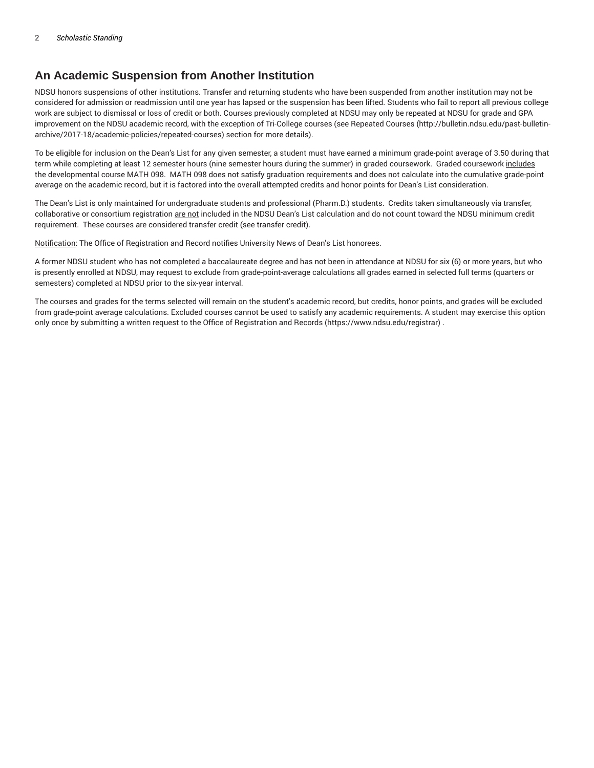## An Academic Suspension from Another Institution

NDSU honors suspensions of other institutions. Transfer and returning students who have been suspended from another institution may not be considered for admission or readmission until one year has lapsed or the suspension has been lifted. Students who fail to report all previous college work are subject to dismissal or loss of credit or both. Courses previously completed at NDSU may only be repeated at NDSU for grade and GPA improvement on the NDSU academic record, with the exception of Tri-College courses (see Repeated Courses (http://bulletin.ndsu.edu/past-bulletin-archive/2017-18/academic-policies/repeated-courses) section for more details).

To be eligible for inclusion on the Dean's List for any given semester, a student must have earned a minimum grade-point average of 3.50 during that term while completing at least 12 semester hours (nine semester hours during the summer) in graded coursework. Graded coursework includes the developmental course MATH 098. MATH 098 does not satisfy graduation requirements and does not calculate into the cumulative grade-point average on the academic record, but it is factored into the overall attempted credits and honor points for Dean's List consideration.

The Dean's List is only maintained for undergraduate students and professional (Pharm.D.) students. Credits taken simultaneously via transfer, collaborative or consortium registration are not included in the NDSU Dean's List calculation and do not count toward the NDSU minimum credit requirement. These courses are considered transfer credit (see transfer credit).

Notification: The Office of Registration and Record notifies University News of Dean's List honorees.

A former NDSU student who has not completed a baccalaureate degree and has not been in attendance at NDSU for six (6) or more years, but who is presently enrolled at NDSU, may request to exclude from grade-point-average calculations all grades earned in selected full terms (quarters or semesters) completed at NDSU prior to the six-year interval.

The courses and grades for the terms selected will remain on the student's academic record, but credits, honor points, and grades will be excluded from grade-point average calculations. Excluded courses cannot be used to satisfy any academic requirements. A student may exercise this option only once by submitting a written request to the Office of Registration and Records (https://www.ndsu.edu/registrar) .